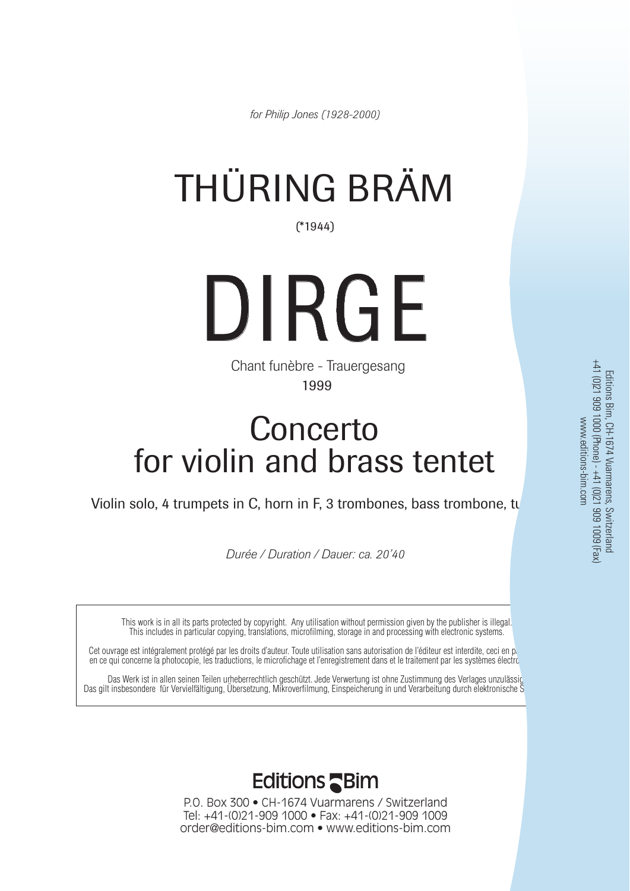*for Philip Jones (1928-2000)*

# THÜRING BRÄM

(*1944)

# DIRGE

Chant funèbre - Trauergesang

1999

## Concerto for violin and brass tentet

Violin solo, 4 trumpets in C, horn in F, 3 trombones, bass trombone, tu

*Durée / Duration / Dauer: ca. 20'40*

This work is in all its parts protected by copyright. Any utilisation without permission given by the publisher is illegal. This includes in particular copying, translations, microfilming, storage in and processing with electronic systems.

Cet ouvrage est intégralement protégé par les droits d'auteur. Toute utilisation sans autorisation de l'éditeur est interdite, ceci en p en ce qui concerne la photocopie, les traductions, le microfichage et l'enregistrement dans et le traitement par les systèmes électro

Das Werk ist in allen seinen Teilen urheberrechtlich geschützt. Jede Verwertung ist ohne Zustimmung des Verlages unzulässig Das gilt insbesondere für Vervielfältigung, Übersetzung, Mikroverfilmung, Einspeicherung in und Verarbeitung durch elektronische S

Editions Bim, CH-1674 Vuarmarens, Switzerland
+41 (0)21 909 1000 (Phone) - +41 (0)21 909 1009 (Fax)
www.editions-bim.com

**Editions Bim**

P.O. Box 300 • CH-1674 Vuarmarens / Switzerland
Tel: +41-(0)21-909 1000 • Fax: +41-(0)21-909 1009
order@editions-bim.com • www.editions-bim.com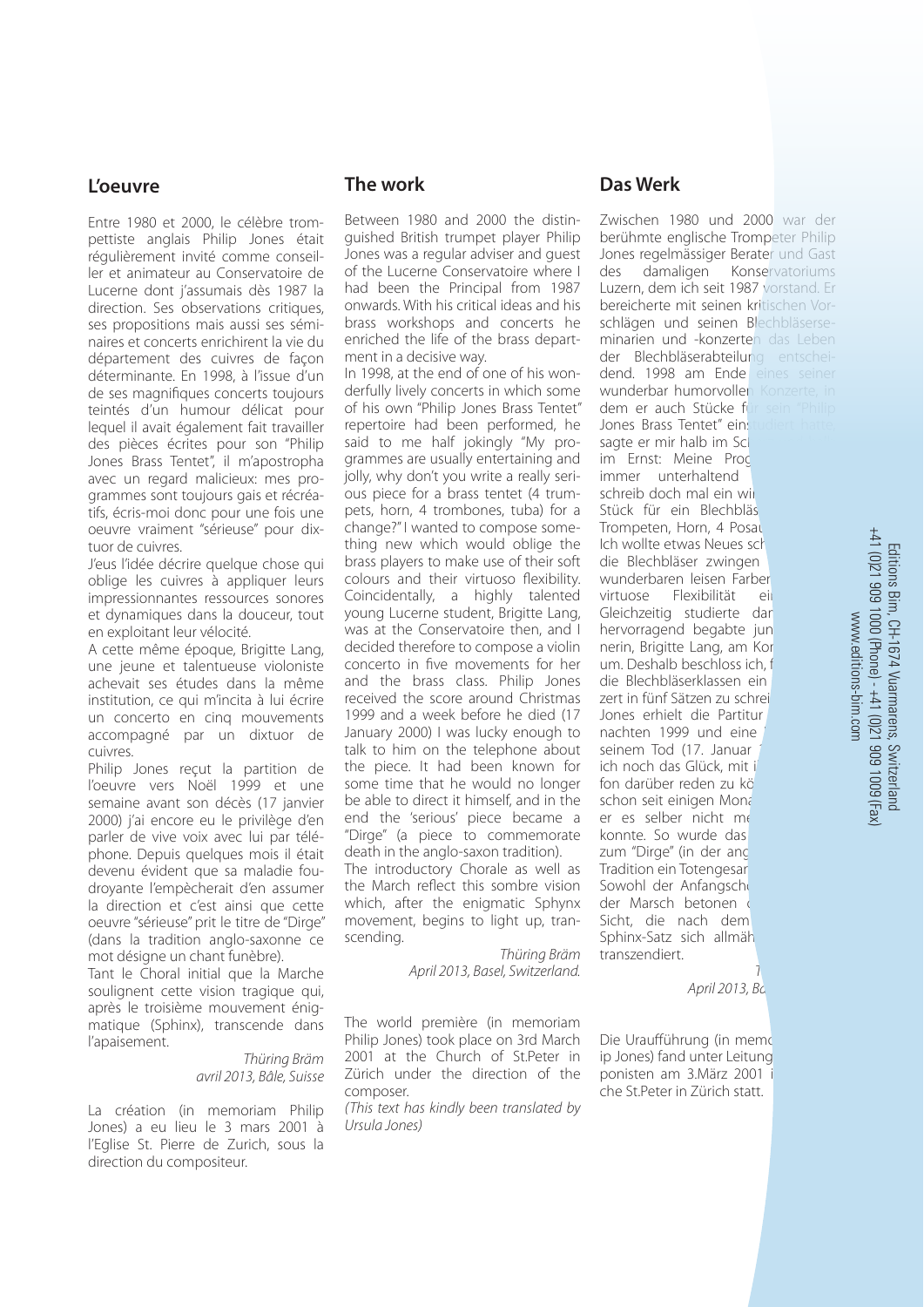## L'oeuvre

Entre 1980 et 2000, le célèbre trompettiste anglais Philip Jones était régulièrement invité comme conseiller et animateur au Conservatoire de Lucerne dont j'assumais dès 1987 la direction. Ses observations critiques, ses propositions mais aussi ses séminaires et concerts enrichirent la vie du département des cuivres de façon déterminante. En 1998, à l'issue d'un de ses magnifiques concerts toujours teintés d'un humour délicat pour lequel il avait également fait travailler des pièces écrites pour son "Philip Jones Brass Tentet", il m'apostropha avec un regard malicieux: mes programmes sont toujours gais et récréatifs, écris-moi donc pour une fois une oeuvre vraiment "sérieuse" pour dixtuor de cuivres.

J'eus l'idée décrire quelque chose qui oblige les cuivres à appliquer leurs impressionnantes ressources sonores et dynamiques dans la douceur, tout en exploitant leur vélocité.

A cette même époque, Brigitte Lang, une jeune et talentueuse violoniste achevait ses études dans la même institution, ce qui m'incita à lui écrire un concerto en cinq mouvements accompagné par un dixtuor de cuivres.

Philip Jones reçut la partition de l'oeuvre vers Noël 1999 et une semaine avant son décès (17 janvier 2000) j'ai encore eu le privilège d'en parler de vive voix avec lui par téléphone. Depuis quelques mois il était devenu évident que sa maladie foudroyante l'empècherait d'en assumer la direction et c'est ainsi que cette oeuvre "sérieuse" prit le titre de "Dirge" (dans la tradition anglo-saxonne ce mot désigne un chant funèbre).

Tant le Choral initial que la Marche soulignent cette vision tragique qui, après le troisième mouvement énigmatique (Sphinx), transcende dans l'apaisement.

*Thüring Bräm*
*avril 2013, Bâle, Suisse*

La création (in memoriam Philip Jones) a eu lieu le 3 mars 2001 à l'Eglise St. Pierre de Zurich, sous la direction du compositeur.

## The work

Between 1980 and 2000 the distinguished British trumpet player Philip Jones was a regular adviser and guest of the Lucerne Conservatoire where I had been the Principal from 1987 onwards. With his critical ideas and his brass workshops and concerts he enriched the life of the brass department in a decisive way.

In 1998, at the end of one of his wonderfully lively concerts in which some of his own "Philip Jones Brass Tentet" repertoire had been performed, he said to me half jokingly "My programmes are usually entertaining and jolly, why don't you write a really serious piece for a brass tentet (4 trumpets, horn, 4 trombones, tuba) for a change?" I wanted to compose something new which would oblige the brass players to make use of their soft colours and their virtuoso flexibility. Coincidentally, a highly talented young Lucerne student, Brigitte Lang, was at the Conservatoire then, and I decided therefore to compose a violin concerto in five movements for her and the brass class. Philip Jones received the score around Christmas 1999 and a week before he died (17 January 2000) I was lucky enough to talk to him on the telephone about the piece. It had been known for some time that he would no longer be able to direct it himself, and in the end the 'serious' piece became a "Dirge" (a piece to commemorate death in the anglo-saxon tradition).

The introductory Chorale as well as the March reflect this sombre vision which, after the enigmatic Sphynx movement, begins to light up, transcending.

*Thüring Bräm*
*April 2013, Basel, Switzerland.*

The world première (in memoriam Philip Jones) took place on 3rd March 2001 at the Church of St.Peter in Zürich under the direction of the composer.

*(This text has kindly been translated by Ursula Jones)*

## Das Werk

Zwischen 1980 und 2000 war der berühmte englische Trompeter Philip Jones regelmässiger Berater und Gast des damaligen Konservatoriums Luzern, dem ich seit 1987 vorstand. Er bereicherte mit seinen kritischen Vorschlägen und seinen Blechbläserseminarien und -konzerten das Leben der Blechbläserabteilung entscheidend. 1998 am Ende eines seiner wunderbar humorvollen Konzerte, in dem er auch Stücke für sein "Philip Jones Brass Tentet" einstudiert hatte, sagte er mir halb im Sch
im Ernst: Meine Prog
immer unterhaltend
schreib doch mal ein wi
Stück für ein Blechbläs
Trompeten, Horn, 4 Posau
Ich wollte etwas Neues sch
die Blechbläser zwingen
wunderbaren leisen Farber
virtuose Flexibilität ei
Gleichzeitig studierte dar
hervorragend begabte jun
nerin, Brigitte Lang, am Kor
um. Deshalb beschloss ich, f
die Blechbläserklassen ein
zert in fünf Sätzen zu schrei
Jones erhielt die Partitur
nachten 1999 und eine
seinem Tod (17. Januar
ich noch das Glück, mit i
fon darüber reden zu kö
schon seit einigen Mona
er es selber nicht me
konnte. So wurde das
zum "Dirge" (in der ang
Tradition ein Totengesan
Sowohl der Anfangsch
der Marsch betonen
Sicht, die nach dem
Sphinx-Satz sich allmäh
transzendiert.

*T*
*April 2013, Ba*

Die Uraufführung (in memo
ip Jones) fand unter Leitung
ponisten am 3.März 2001 i
che St.Peter in Zürich statt.

Editions Bim, CH-1674 Vuarmarens, Switzerland
+41 (0)21 909 1000 (Phone) - +41 (0)21 909 1009 (Fax)
www.editions-bim.com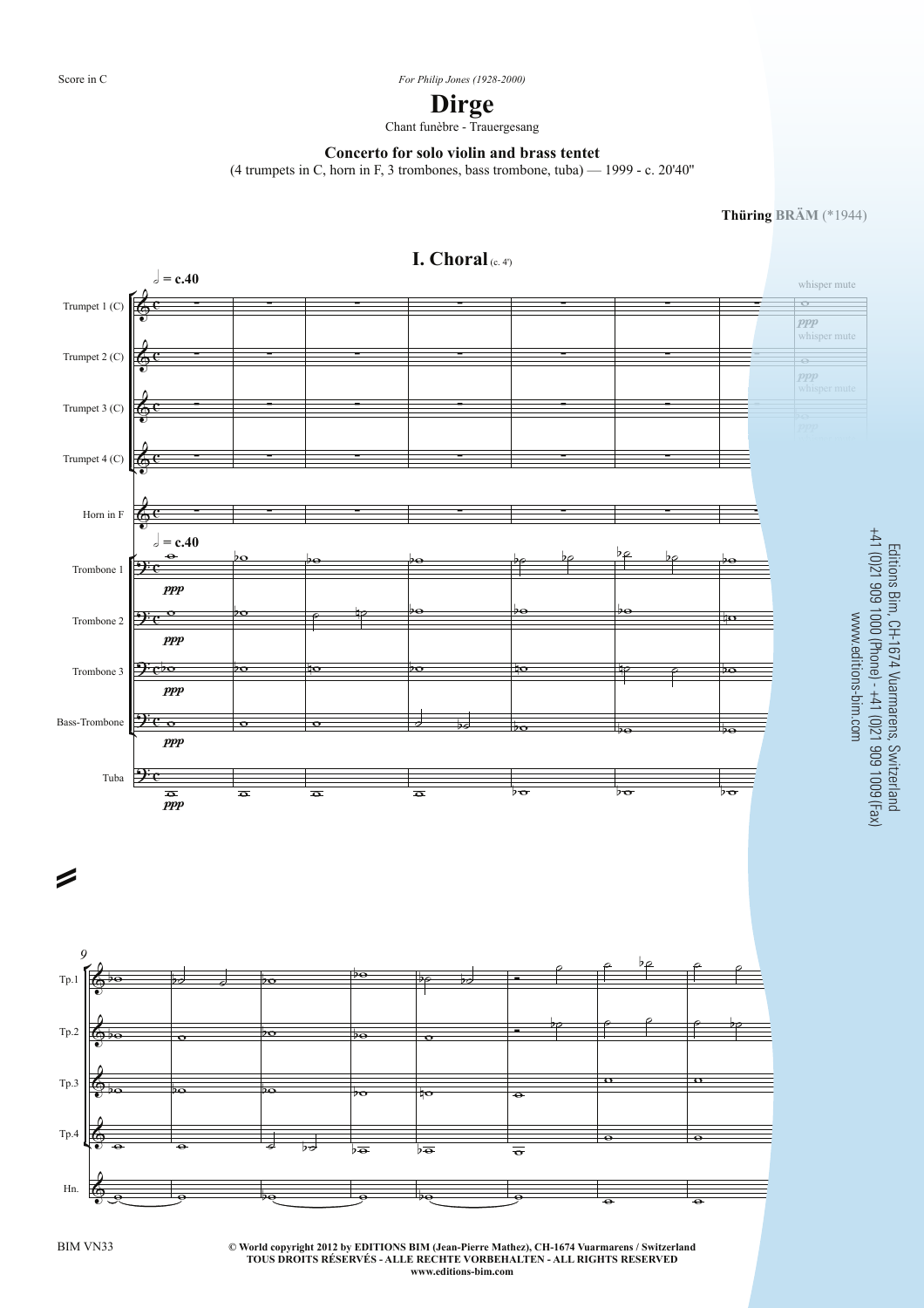Score in C

*For Philip Jones (1928-2000)*

# Dirge

Chant funèbre - Trauergesang

**Concerto for solo violin and brass tentet**

(4 trumpets in C, horn in F, 3 trombones, bass trombone, tuba) — 1999 - c. 20'40"

**Thüring BRÄM** (*1944)

## I. Choral (c. 4')

Editions Bim, CH-1674 Vuarmarens, Switzerland
+41 (0)21 909 1000 (Phone) - +41 (0)21 909 1009 (Fax)
www.editions-bim.com

BIM VN33

**© World copyright 2012 by EDITIONS BIM (Jean-Pierre Mathez), CH-1674 Vuarmarens / Switzerland**
**TOUS DROITS RÉSERVÉS - ALLE RECHTE VORBEHALTEN - ALL RIGHTS RESERVED**
**www.editions-bim.com**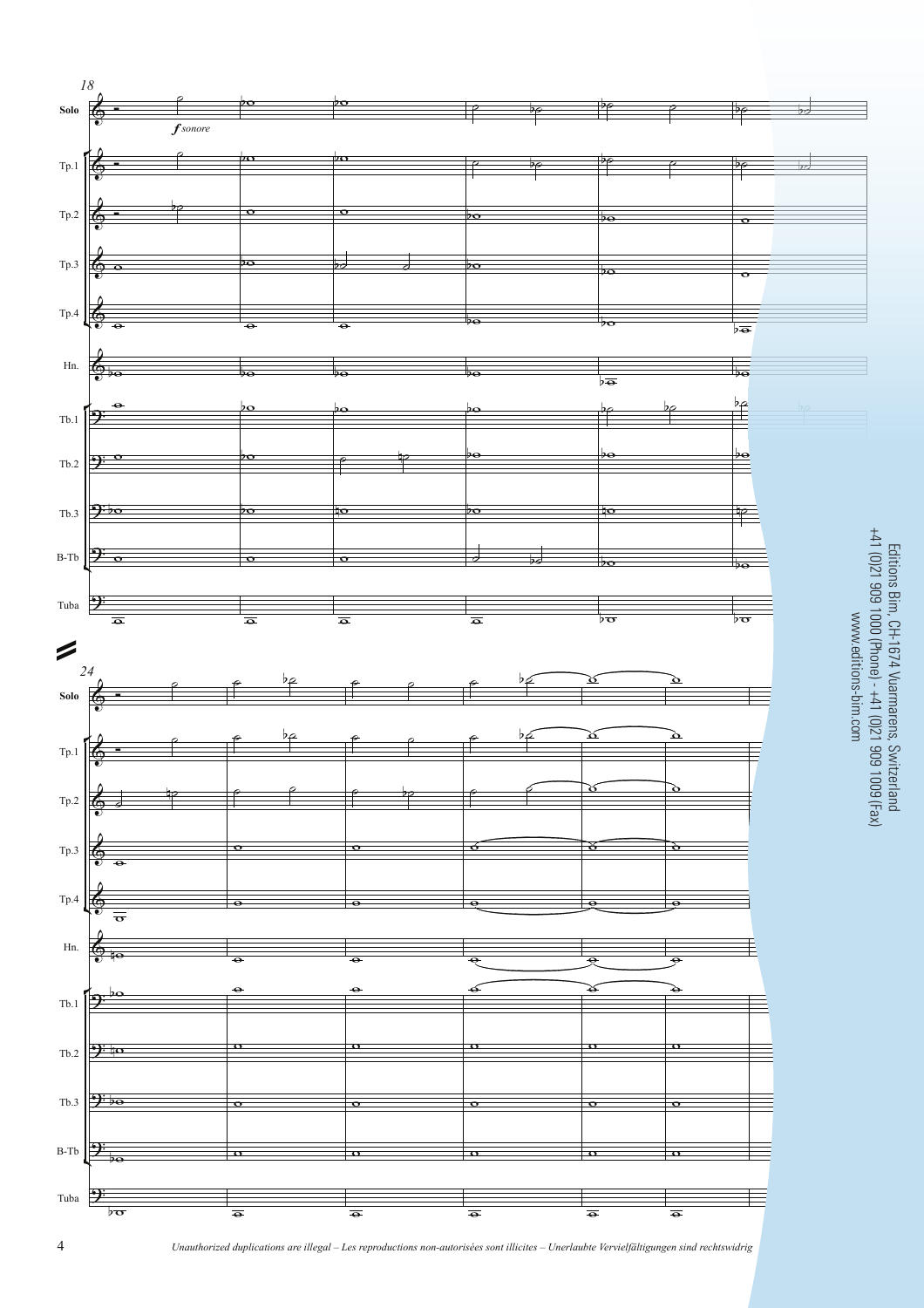18

Solo

*f sonore*

Tp.1

Tp.2

Tp.3

Tp.4

Hn.

Tb.1

Tb.2

Tb.3

B-Tb

Tuba

24

Solo

Tp.1

Tp.2

Tp.3

Tp.4

Hn.

Tb.1

Tb.2

Tb.3

B-Tb

Tuba

Editions Bim, CH-1674 Vuarmarens, Switzerland
+41 (0)21 909 1000 (Phone) - +41 (0)21 909 1009 (Fax)
www.editions-bim.com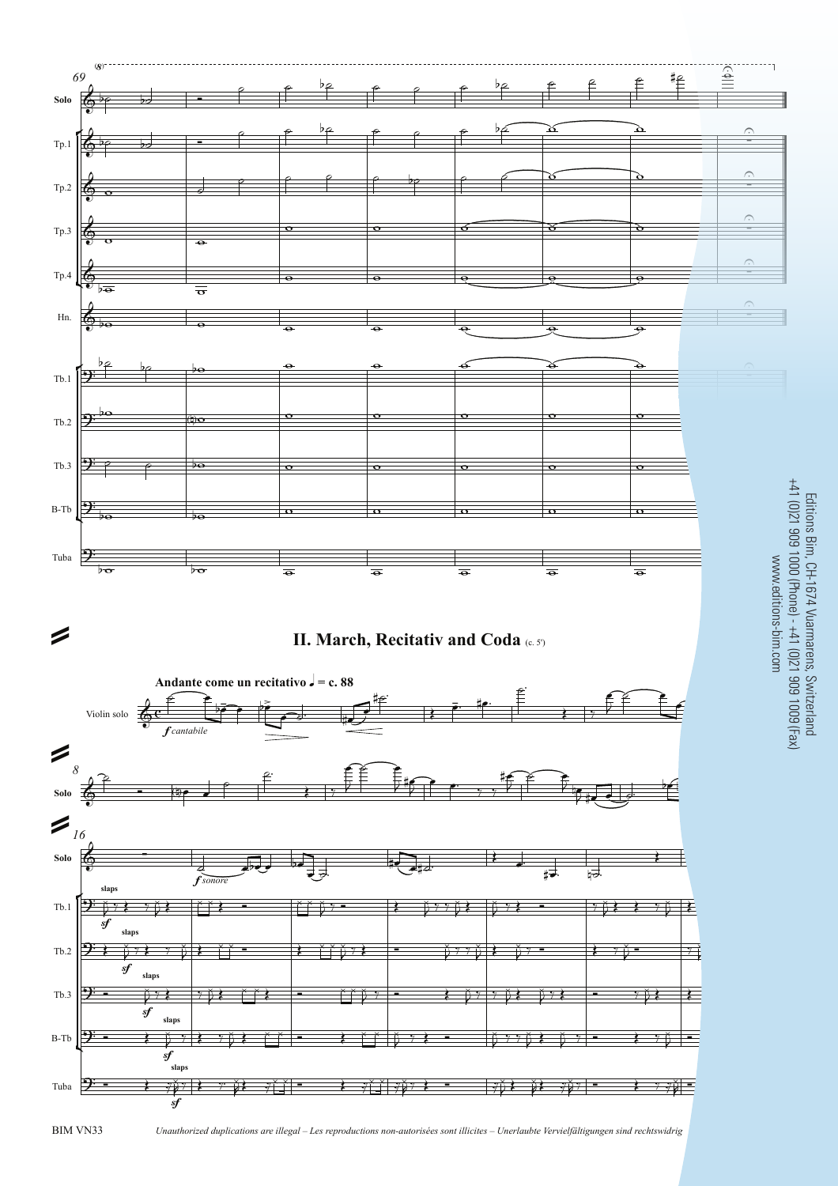## II. March, Recitativ and Coda (c. 5')

Andante come un recitativo ♩ = c. 88

*f cantabile*

*f sonore*

slaps

*sf*

Editions Bim, CH-1674 Vuarmarens, Switzerland
+41 (0)21 909 1000 (Phone) - +41 (0)21 909 1009 (Fax)
www.editions-bim.com

BIM VN33

*Unauthorized duplications are illegal – Les reproductions non-autorisées sont illicites – Unerlaubte Vervielfältigungen sind rechtswidrig*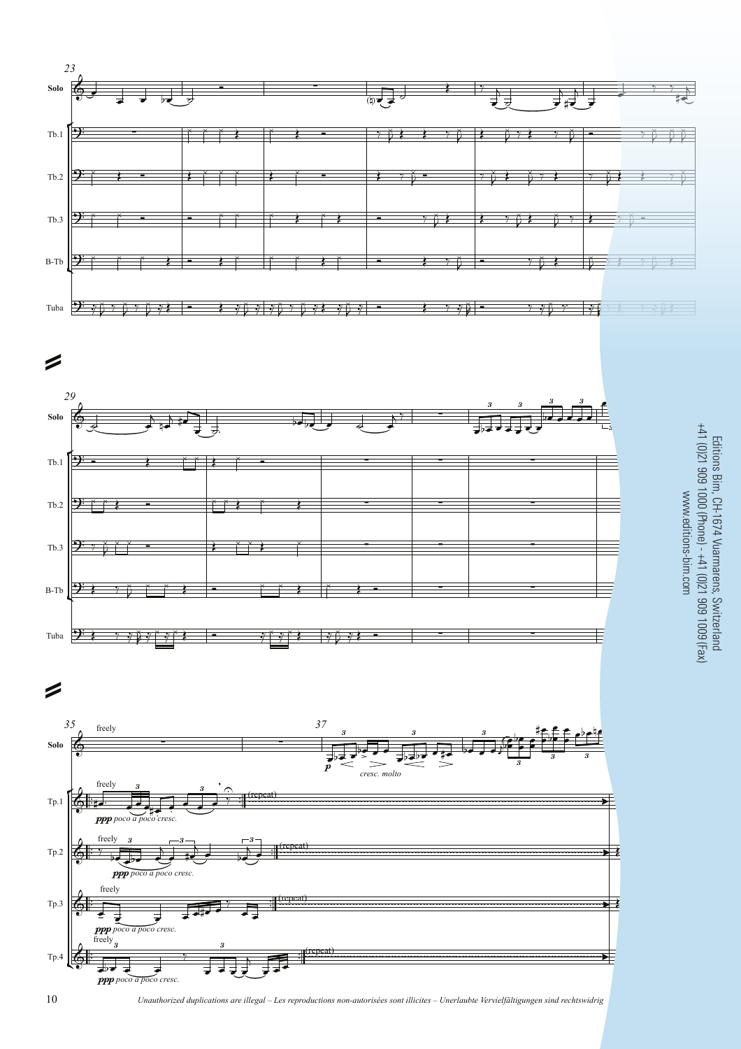23

Solo

Tb.1

Tb.2

Tb.3

B-Tb

Tuba

29

Solo

Tb.1

Tb.2

Tb.3

B-Tb

Tuba

35 freely

37

Solo

*p* *cresc. molto*

Tp.1 freely *ppp poco a poco cresc.* (repeat)

Tp.2 freely *ppp poco a poco cresc.* (repeat)

Tp.3 freely *ppp poco a poco cresc.* (repeat)

Tp.4 freely *ppp poco a poco cresc.* (repeat)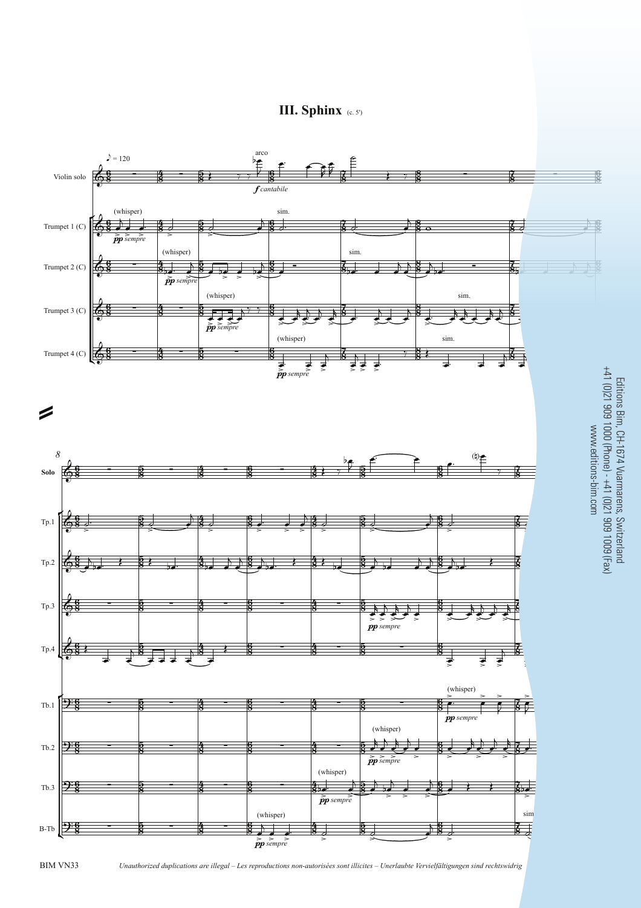# III. Sphinx (c. 5')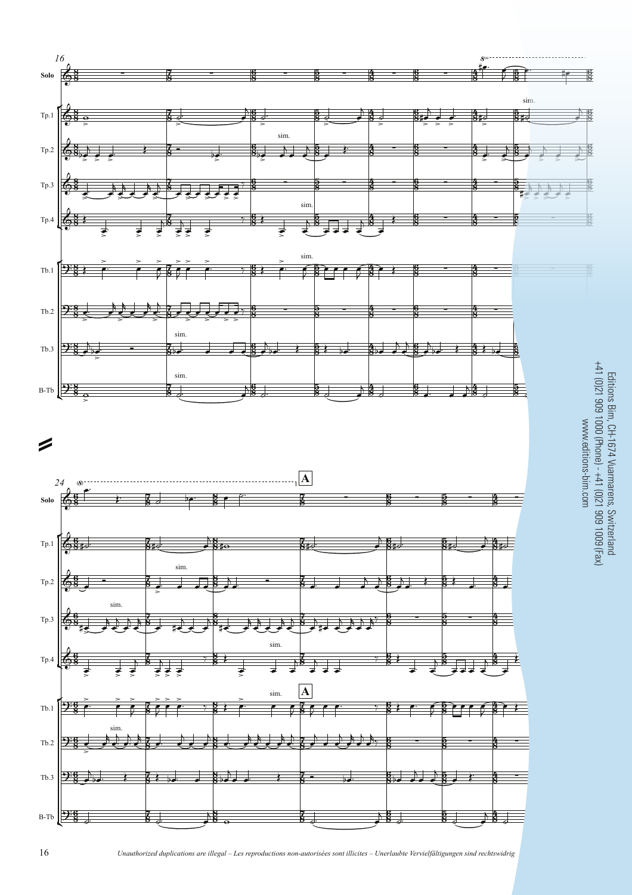16

Solo

Tp.1

Tp.2

Tp.3

Tp.4

Tb.1

Tb.2

Tb.3

B-Tb

sim.

24

**A**

Editions Bim, CH-1674 Vuarmarens, Switzerland
+41 (0)21 909 1000 (Phone) - +41 (0)21 909 1009 (Fax)
www.editions-bim.com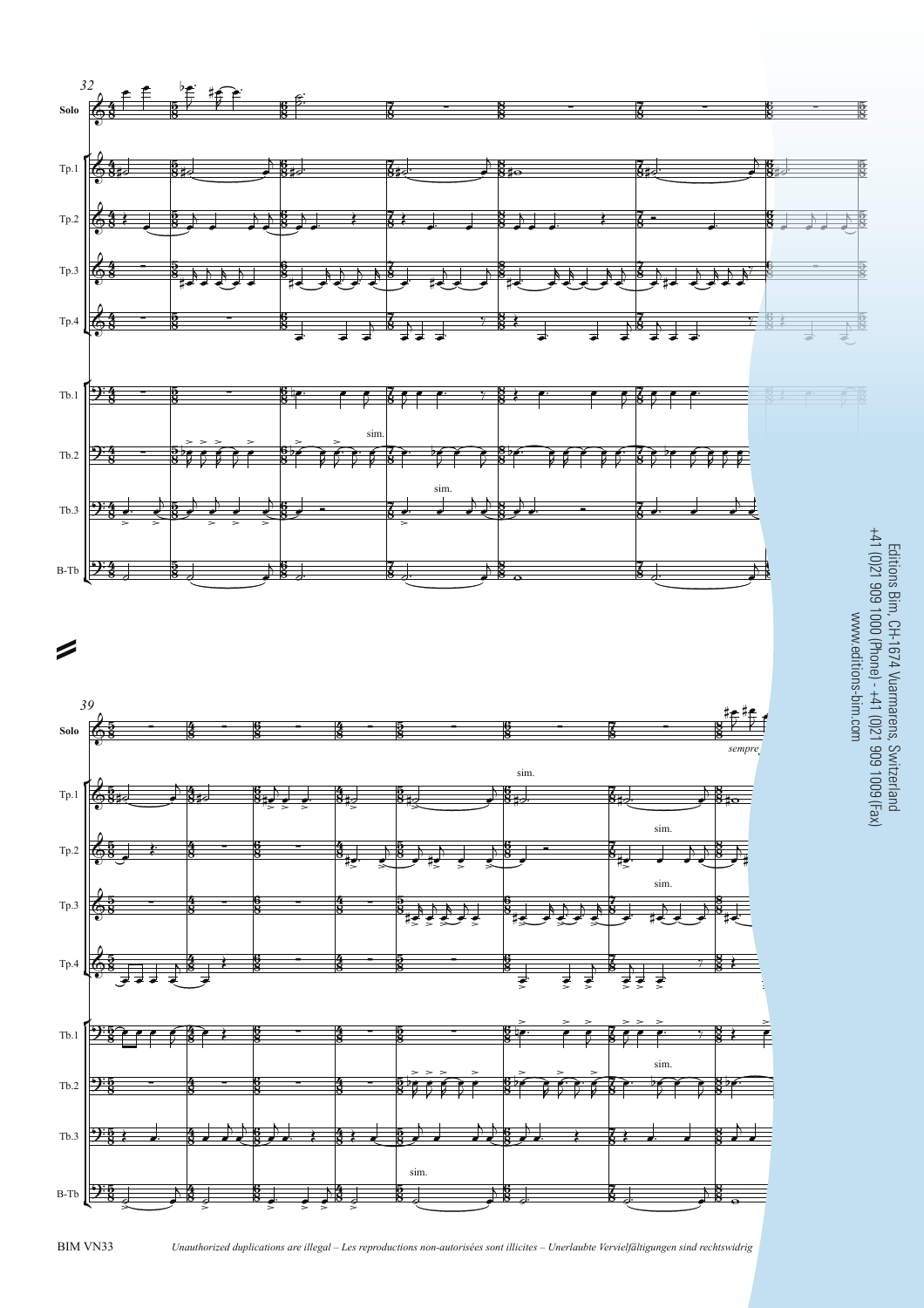Editions Bim, CH-1674 Vuarmarens, Switzerland
+41 (0)21 909 1000 (Phone) - +41 (0)21 909 1009 (Fax)
www.editions-bim.com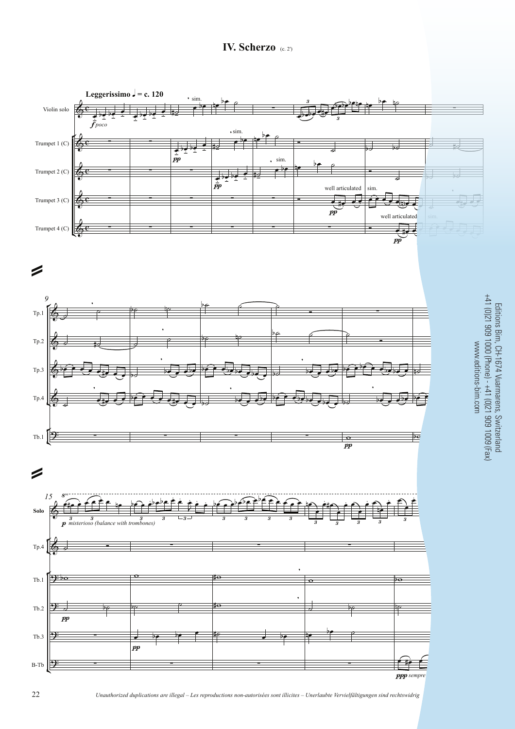# IV. Scherzo (c. 2')

Leggerissimo ♩ = c. 120

Violin solo

Trumpet 1 (C)

Trumpet 2 (C)

Trumpet 3 (C)

Trumpet 4 (C)

*f poco*

sim.

*pp*

well articulated

sim.

Tp.1

Tp.2

Tp.3

Tp.4

Tb.1

*pp*

Solo

*p misterioso (balance with trombones)*

Tp.4

Tb.1

Tb.2

Tb.3

B-Tb

*ppp sempre*

Editions Bim, CH-1674 Vuarmarens, Switzerland
+41 (0)21 909 1000 (Phone) - +41 (0)21 909 1009 (Fax)
www.editions-bim.com

*Unauthorized duplications are illegal – Les reproductions non-autorisées sont illicites – Unerlaubte Vervielfältigungen sind rechtswidrig*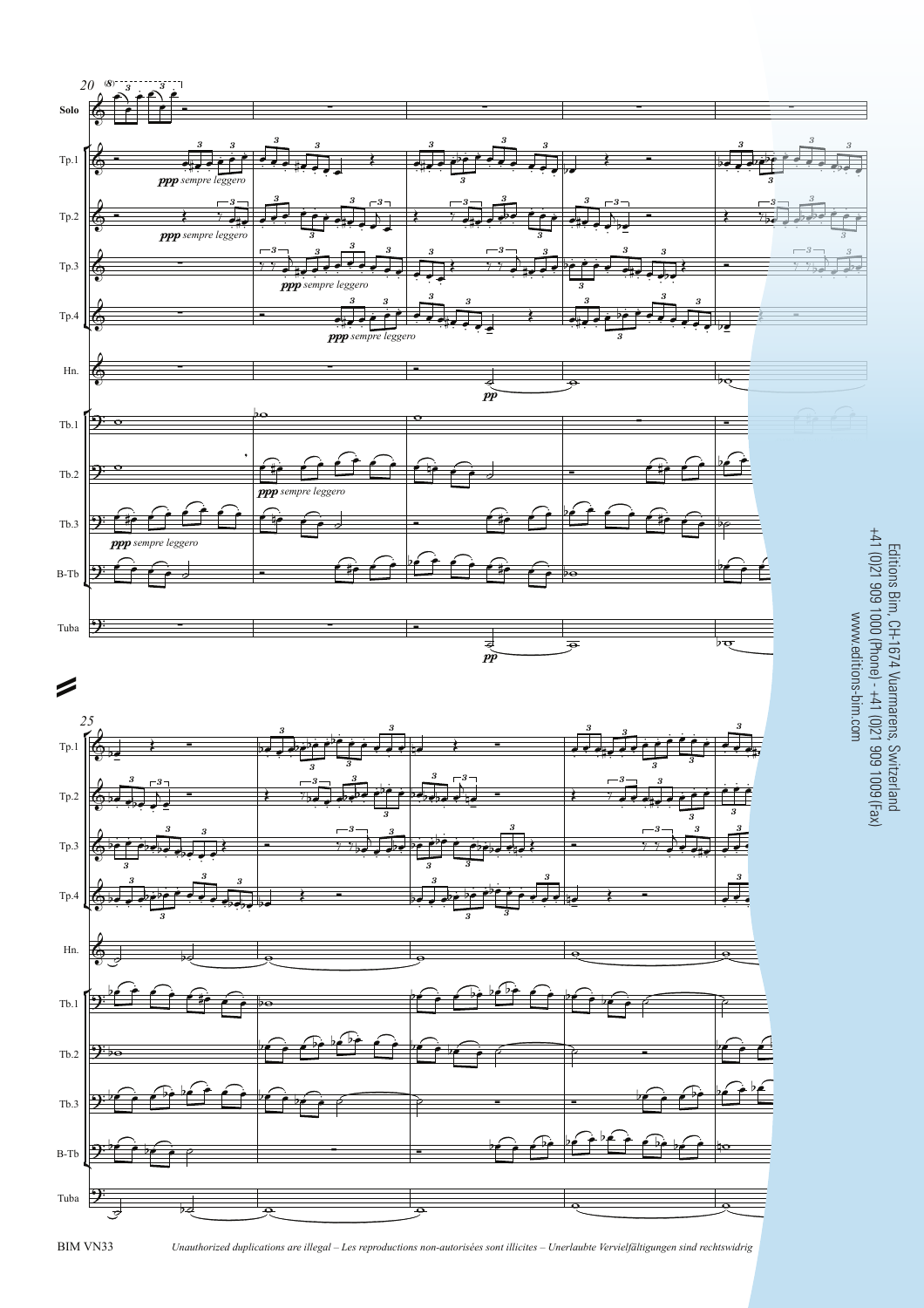Editions Bim, CH-1674 Vuarmarens, Switzerland
+41 (0)21 909 1000 (Phone) - +41 (0)21 909 1009 (Fax)
www.editions-bim.com

Unauthorized duplications are illegal – Les reproductions non-autorisées sont illicites – Unerlaubte Vervielfältigungen sind rechtswidrig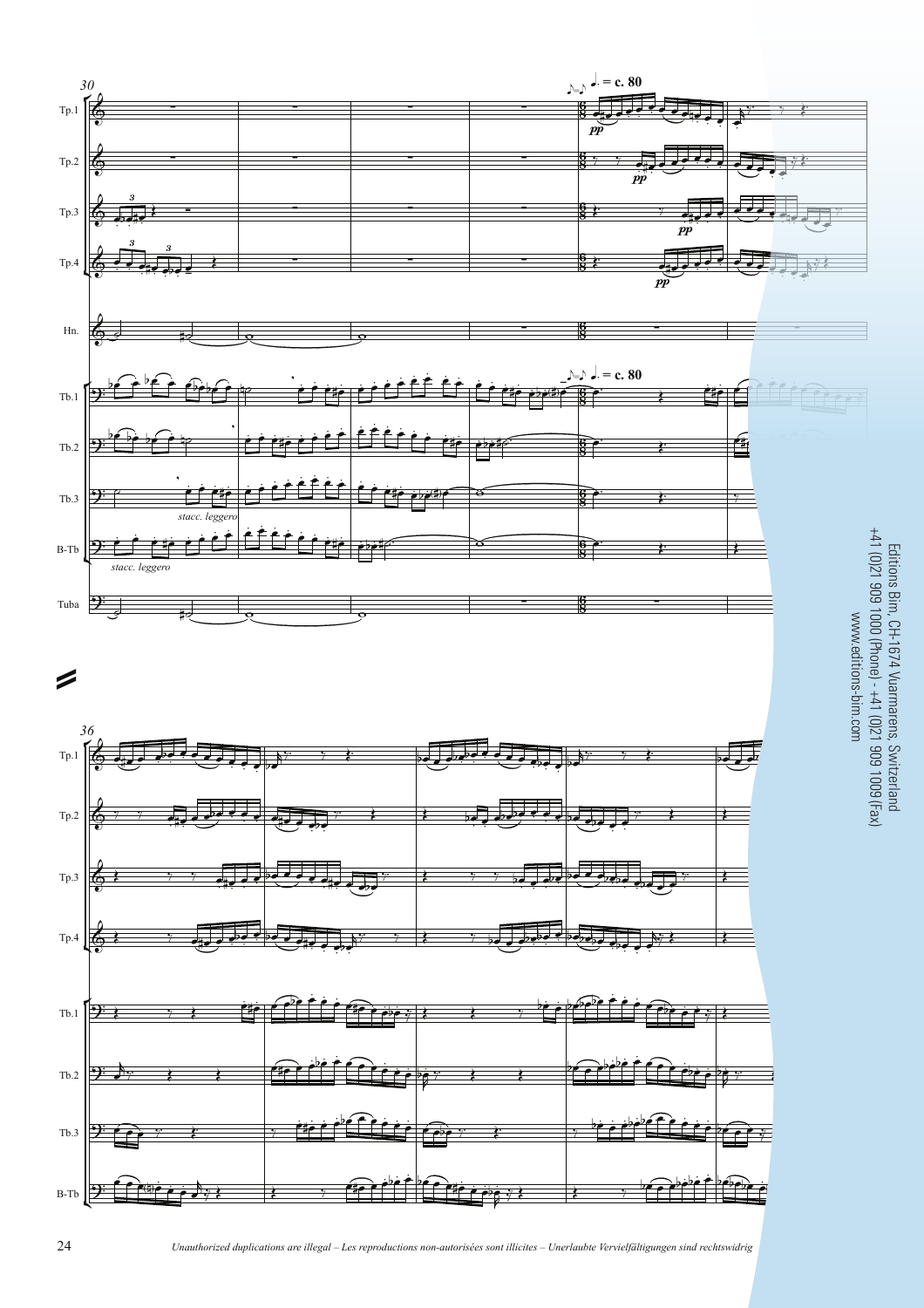30

Tp.1

Tp.2

Tp.3

Tp.4

Hn.

Tb.1

Tb.2

Tb.3

B-Tb

Tuba

♪=♪ ♩. = c. 80

*pp*

*stacc. leggero*

36

Tp.1

Tp.2

Tp.3

Tp.4

Tb.1

Tb.2

Tb.3

B-Tb

Editions Bim, CH-1674 Vuarmarens, Switzerland
+41 (0)21 909 1000 (Phone) - +41 (0)21 909 1009 (Fax)
www.editions-bim.com

*Unauthorized duplications are illegal – Les reproductions non-autorisées sont illicites – Unerlaubte Vervielfältigungen sind rechtswidrig*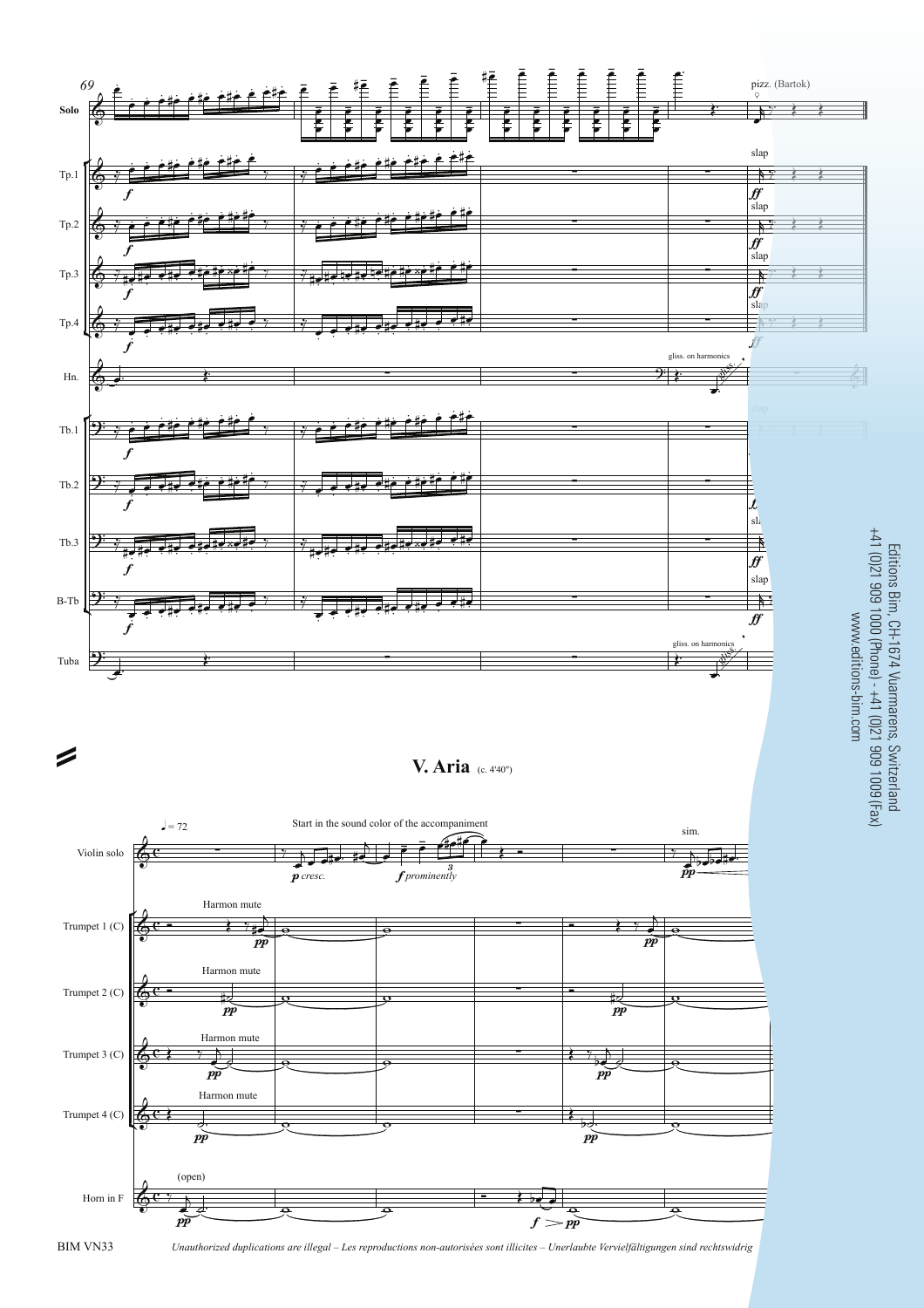# V. Aria (c. 4'40")

Editions Bim, CH-1674 Vuarmarens, Switzerland
+41 (0)21 909 1000 (Phone) - +41 (0)21 909 1009 (Fax)
www.editions-bim.com

*Unauthorized duplications are illegal – Les reproductions non-autorisées sont illicites – Unerlaubte Vervielfältigungen sind rechtswidrig*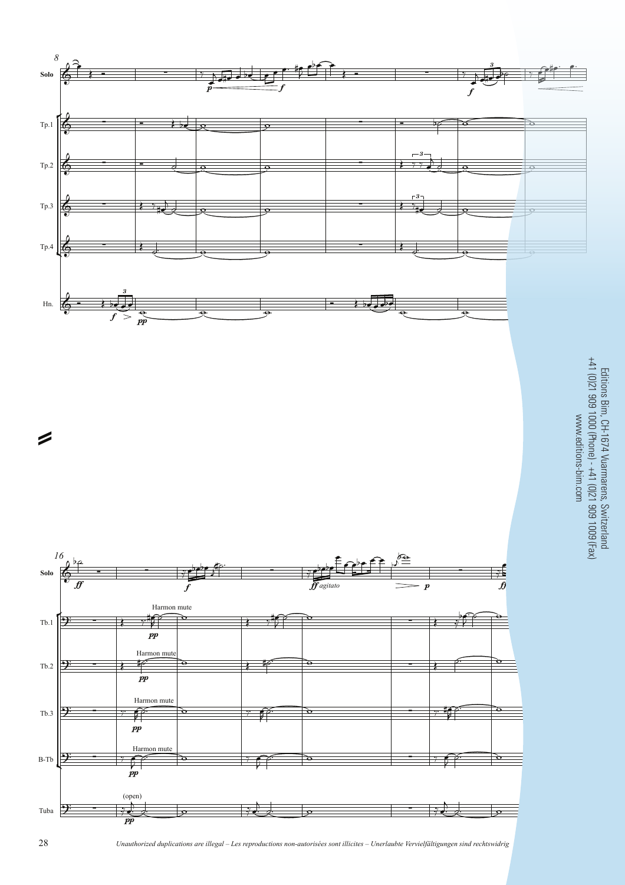Editions Bim, CH-1674 Vuarmarens, Switzerland
+41 (0)21 909 1000 (Phone) - +41 (0)21 909 1009 (Fax)
www.editions-bim.com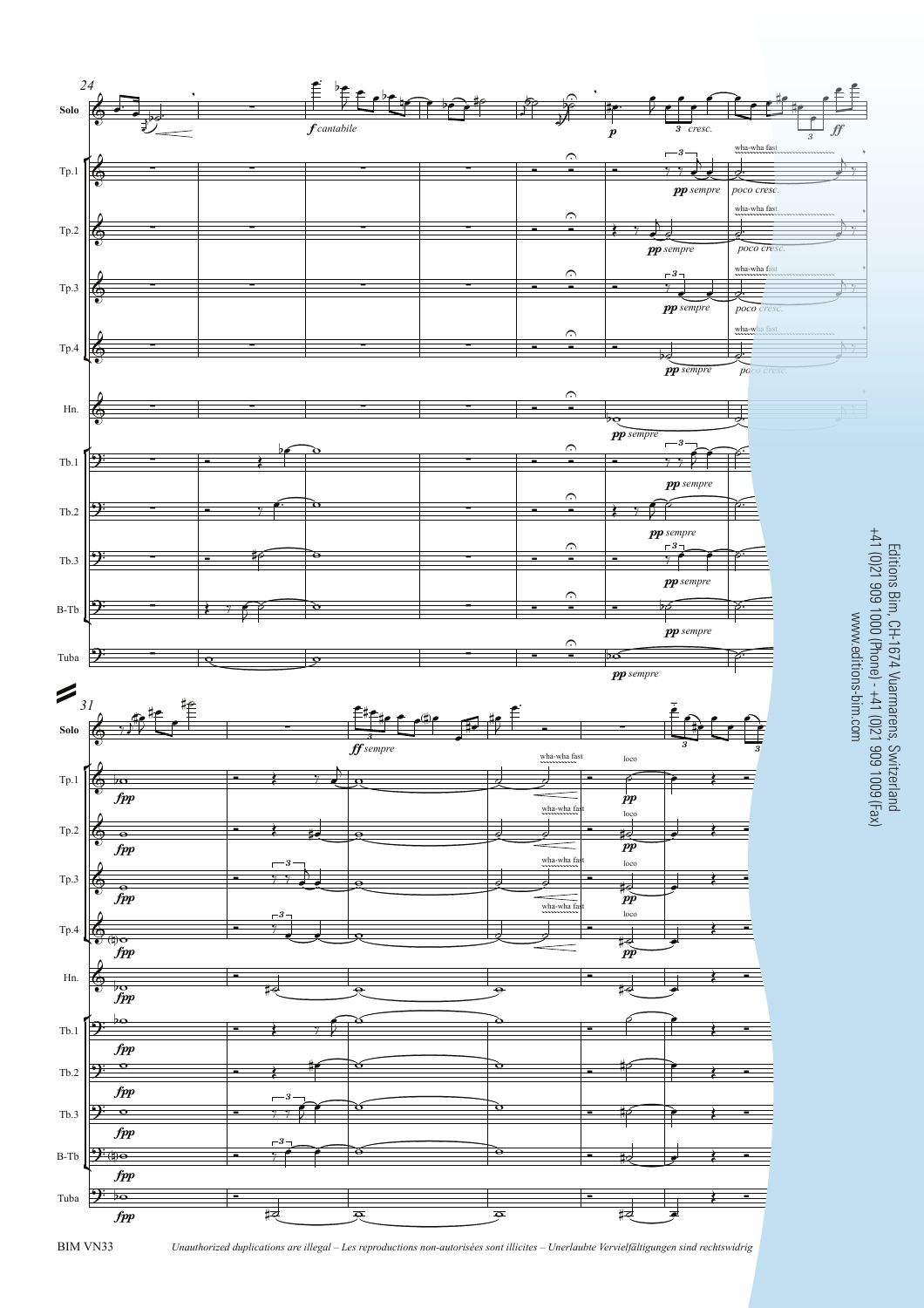Editions Bim, CH-1674 Vuarmarens, Switzerland
+41 (0)21 909 1000 (Phone) - +41 (0)21 909 1009 (Fax)
www.editions-bim.com

BIM VN33

*Unauthorized duplications are illegal – Les reproductions non-autorisées sont illicites – Unerlaubte Vervielfältigungen sind rechtswidrig*